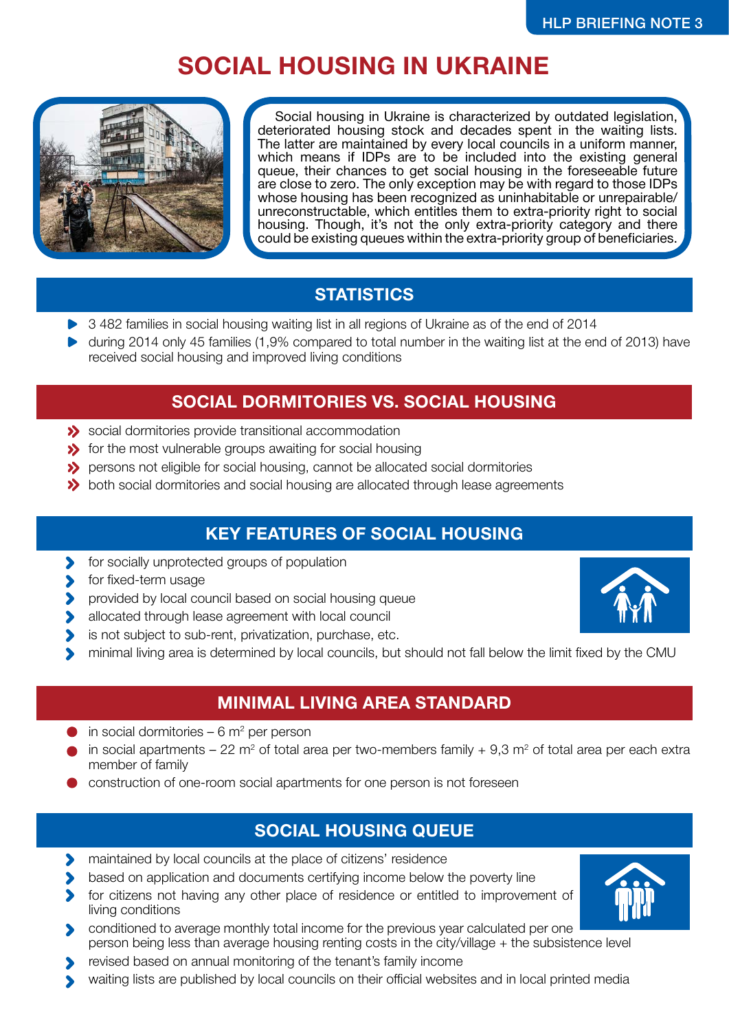HLP BRIEFING NOTE 3

# SOCIAL HOUSING IN UKRAINE

Social housing in Ukraine is characterized by outdated legislation, deteriorated housing stock and decades spent in the waiting lists. The latter are maintained by every local councils in a uniform manner, which means if IDPs are to be included into the existing general queue, their chances to get social housing in the foreseeable future are close to zero. The only exception may be with regard to those IDPs whose housing has been recognized as uninhabitable or unrepairable/ unreconstructable, which entitles them to extra-priority right to social housing. Though, it's not the only extra-priority category and there could be existing queues within the extra-priority group of beneficiaries.

## STATISTICS

- 3 482 families in social housing waiting list in all regions of Ukraine as of the end of 2014
- during 2014 only 45 families (1,9% compared to total number in the waiting list at the end of 2013) have received social housing and improved living conditions

## SOCIAL DORMITORIES VS. SOCIAL HOUSING

- social dormitories provide transitional accommodation
- for the most vulnerable groups awaiting for social housing
- persons not eligible for social housing, cannot be allocated social dormitories
- both social dormitories and social housing are allocated through lease agreements

## KEY FEATURES OF SOCIAL HOUSING

- for socially unprotected groups of population
- for fixed-term usage
- provided by local council based on social housing queue
- allocated through lease agreement with local council
- is not subject to sub-rent, privatization, purchase, etc.
- minimal living area is determined by local councils, but should not fall below the limit fixed by the CMU

## MINIMAL LIVING AREA STANDARD

- in social dormitories – 6 $m^2$ per person
- in social apartments – 22 $m^2$ of total area per two-members family + 9,3 $m^2$ of total area per each extra member of family
- construction of one-room social apartments for one person is not foreseen

## SOCIAL HOUSING QUEUE

- maintained by local councils at the place of citizens' residence
- based on application and documents certifying income below the poverty line
- for citizens not having any other place of residence or entitled to improvement of living conditions
- conditioned to average monthly total income for the previous year calculated per one person being less than average housing renting costs in the city/village + the subsistence level
- revised based on annual monitoring of the tenant's family income
- waiting lists are published by local councils on their official websites and in local printed media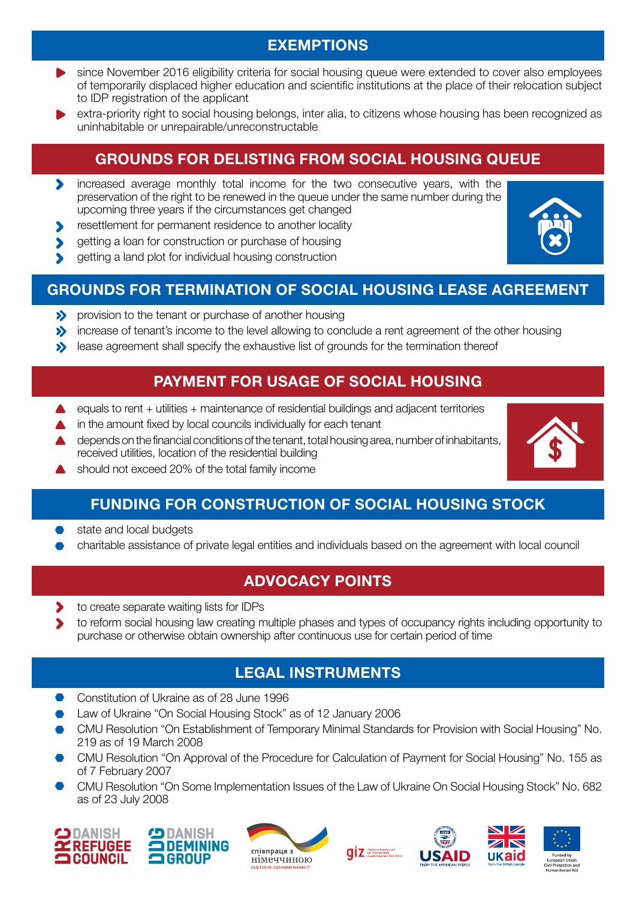## EXEMPTIONS

- since November 2016 eligibility criteria for social housing queue were extended to cover also employees of temporarily displaced higher education and scientific institutions at the place of their relocation subject to IDP registration of the applicant
- extra-priority right to social housing belongs, inter alia, to citizens whose housing has been recognized as uninhabitable or unrepairable/unreconstructable

## GROUNDS FOR DELISTING FROM SOCIAL HOUSING QUEUE

- increased average monthly total income for the two consecutive years, with the preservation of the right to be renewed in the queue under the same number during the upcoming three years if the circumstances get changed
- resettlement for permanent residence to another locality
- getting a loan for construction or purchase of housing
- getting a land plot for individual housing construction

## GROUNDS FOR TERMINATION OF SOCIAL HOUSING LEASE AGREEMENT

- provision to the tenant or purchase of another housing
- increase of tenant's income to the level allowing to conclude a rent agreement of the other housing
- lease agreement shall specify the exhaustive list of grounds for the termination thereof

## PAYMENT FOR USAGE OF SOCIAL HOUSING

- equals to rent + utilities + maintenance of residential buildings and adjacent territories
- in the amount fixed by local councils individually for each tenant
- depends on the financial conditions of the tenant, total housing area, number of inhabitants, received utilities, location of the residential building
- should not exceed 20% of the total family income

## FUNDING FOR CONSTRUCTION OF SOCIAL HOUSING STOCK

- state and local budgets
- charitable assistance of private legal entities and individuals based on the agreement with local council

## ADVOCACY POINTS

- to create separate waiting lists for IDPs
- to reform social housing law creating multiple phases and types of occupancy rights including opportunity to purchase or otherwise obtain ownership after continuous use for certain period of time

## LEGAL INSTRUMENTS

- Constitution of Ukraine as of 28 June 1996
- Law of Ukraine "On Social Housing Stock" as of 12 January 2006
- CMU Resolution "On Establishment of Temporary Minimal Standards for Provision with Social Housing" No. 219 as of 19 March 2008
- CMU Resolution "On Approval of the Procedure for Calculation of Payment for Social Housing" No. 155 as of 7 February 2007
- CMU Resolution "On Some Implementation Issues of the Law of Ukraine On Social Housing Stock" No. 682 as of 23 July 2008

DANISH REFUGEE COUNCIL | DANISH DEMINING GROUP | співпраця з німеччиною DEUTSCHE ZUSAMMENARBEIT | giz | USAID FROM THE AMERICAN PEOPLE | UKaid from the British people | Funded by European Union Civil Protection and Humanitarian Aid